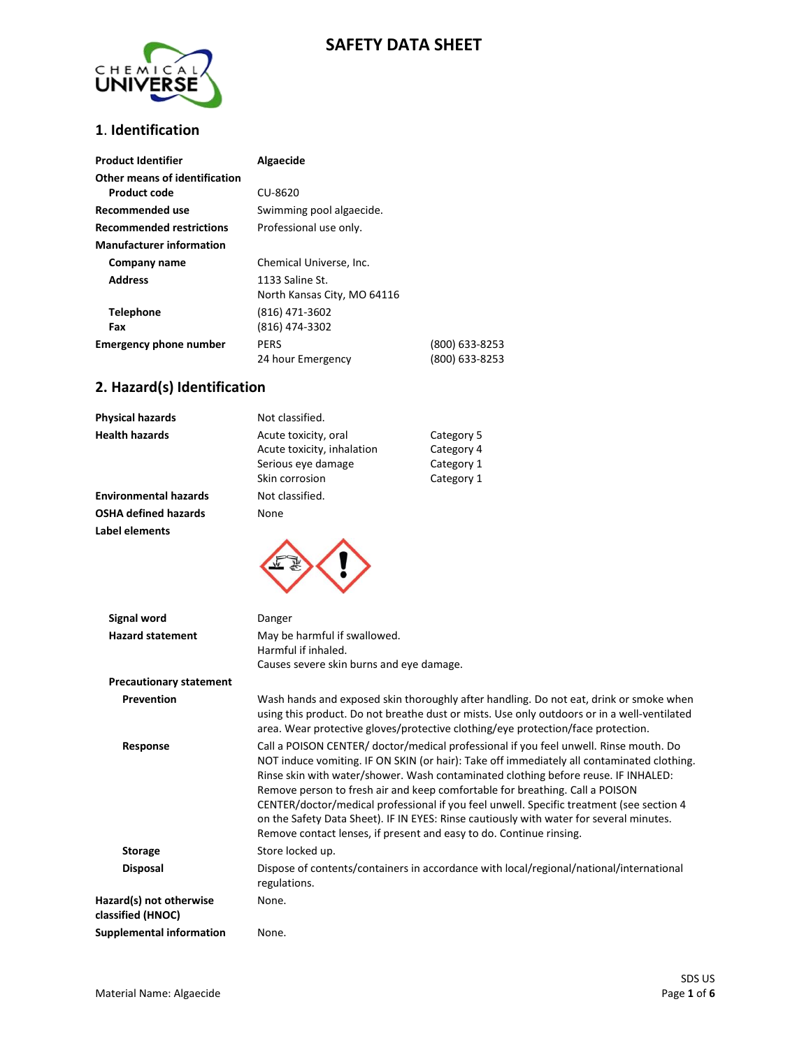# SAFETY DATA SHEET

## 1. Identification

| | | |
|---|---|---|
| **Product Identifier** | **Algaecide** | |
| **Other means of identification** | | |
| **Product code** | CU-8620 | |
| **Recommended use** | Swimming pool algaecide. | |
| **Recommended restrictions** | Professional use only. | |
| **Manufacturer information** | | |
| **Company name** | Chemical Universe, Inc. | |
| **Address** | 1133 Saline St.<br>North Kansas City, MO 64116 | |
| **Telephone** | (816) 471-3602 | |
| **Fax** | (816) 474-3302 | |
| **Emergency phone number** | PERS | (800) 633-8253 |
| | 24 hour Emergency | (800) 633-8253 |

## 2. Hazard(s) Identification

| | | |
|---|---|---|
| **Physical hazards** | Not classified. | |
| **Health hazards** | Acute toxicity, oral | Category 5 |
| | Acute toxicity, inhalation | Category 4 |
| | Serious eye damage | Category 1 |
| | Skin corrosion | Category 1 |
| **Environmental hazards** | Not classified. | |
| **OSHA defined hazards** | None | |
| **Label elements** | | |

**Signal word**

Danger

**Hazard statement**

May be harmful if swallowed.
Harmful if inhaled.
Causes severe skin burns and eye damage.

**Precautionary statement**

**Prevention**

Wash hands and exposed skin thoroughly after handling. Do not eat, drink or smoke when using this product. Do not breathe dust or mists. Use only outdoors or in a well-ventilated area. Wear protective gloves/protective clothing/eye protection/face protection.

**Response**

Call a POISON CENTER/ doctor/medical professional if you feel unwell. Rinse mouth. Do NOT induce vomiting. IF ON SKIN (or hair): Take off immediately all contaminated clothing. Rinse skin with water/shower. Wash contaminated clothing before reuse. IF INHALED: Remove person to fresh air and keep comfortable for breathing. Call a POISON CENTER/doctor/medical professional if you feel unwell. Specific treatment (see section 4 on the Safety Data Sheet). IF IN EYES: Rinse cautiously with water for several minutes. Remove contact lenses, if present and easy to do. Continue rinsing.

**Storage**

Store locked up.

**Disposal**

Dispose of contents/containers in accordance with local/regional/national/international regulations.

**Hazard(s) not otherwise classified (HNOC)**

None.

**Supplemental information**

None.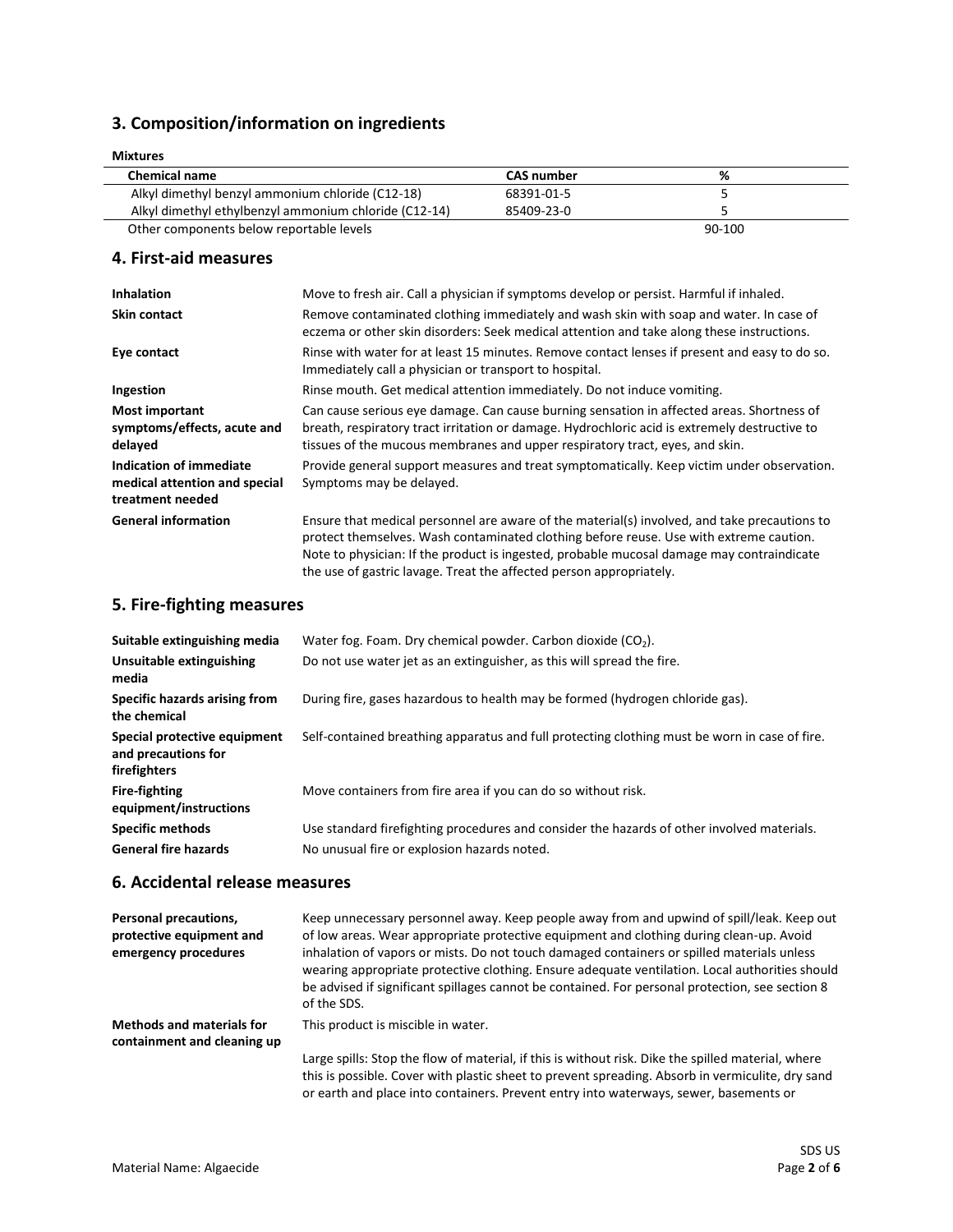## 3. Composition/information on ingredients

**Mixtures**

| Chemical name | CAS number | % |
|---|---|---|
| Alkyl dimethyl benzyl ammonium chloride (C12-18) | 68391-01-5 | 5 |
| Alkyl dimethyl ethylbenzyl ammonium chloride (C12-14) | 85409-23-0 | 5 |
| Other components below reportable levels | | 90-100 |

## 4. First-aid measures

**Inhalation**
Move to fresh air. Call a physician if symptoms develop or persist. Harmful if inhaled.

**Skin contact**
Remove contaminated clothing immediately and wash skin with soap and water. In case of eczema or other skin disorders: Seek medical attention and take along these instructions.

**Eye contact**
Rinse with water for at least 15 minutes. Remove contact lenses if present and easy to do so. Immediately call a physician or transport to hospital.

**Ingestion**
Rinse mouth. Get medical attention immediately. Do not induce vomiting.

**Most important symptoms/effects, acute and delayed**
Can cause serious eye damage. Can cause burning sensation in affected areas. Shortness of breath, respiratory tract irritation or damage. Hydrochloric acid is extremely destructive to tissues of the mucous membranes and upper respiratory tract, eyes, and skin.

**Indication of immediate medical attention and special treatment needed**
Provide general support measures and treat symptomatically. Keep victim under observation. Symptoms may be delayed.

**General information**
Ensure that medical personnel are aware of the material(s) involved, and take precautions to protect themselves. Wash contaminated clothing before reuse. Use with extreme caution. Note to physician: If the product is ingested, probable mucosal damage may contraindicate the use of gastric lavage. Treat the affected person appropriately.

## 5. Fire-fighting measures

**Suitable extinguishing media**
Water fog. Foam. Dry chemical powder. Carbon dioxide ($CO_2$).

**Unsuitable extinguishing media**
Do not use water jet as an extinguisher, as this will spread the fire.

**Specific hazards arising from the chemical**
During fire, gases hazardous to health may be formed (hydrogen chloride gas).

**Special protective equipment and precautions for firefighters**
Self-contained breathing apparatus and full protecting clothing must be worn in case of fire.

**Fire-fighting equipment/instructions**
Move containers from fire area if you can do so without risk.

**Specific methods**
Use standard firefighting procedures and consider the hazards of other involved materials.

**General fire hazards**
No unusual fire or explosion hazards noted.

## 6. Accidental release measures

**Personal precautions, protective equipment and emergency procedures**
Keep unnecessary personnel away. Keep people away from and upwind of spill/leak. Keep out of low areas. Wear appropriate protective equipment and clothing during clean-up. Avoid inhalation of vapors or mists. Do not touch damaged containers or spilled materials unless wearing appropriate protective clothing. Ensure adequate ventilation. Local authorities should be advised if significant spillages cannot be contained. For personal protection, see section 8 of the SDS.

**Methods and materials for containment and cleaning up**
This product is miscible in water.

Large spills: Stop the flow of material, if this is without risk. Dike the spilled material, where this is possible. Cover with plastic sheet to prevent spreading. Absorb in vermiculite, dry sand or earth and place into containers. Prevent entry into waterways, sewer, basements or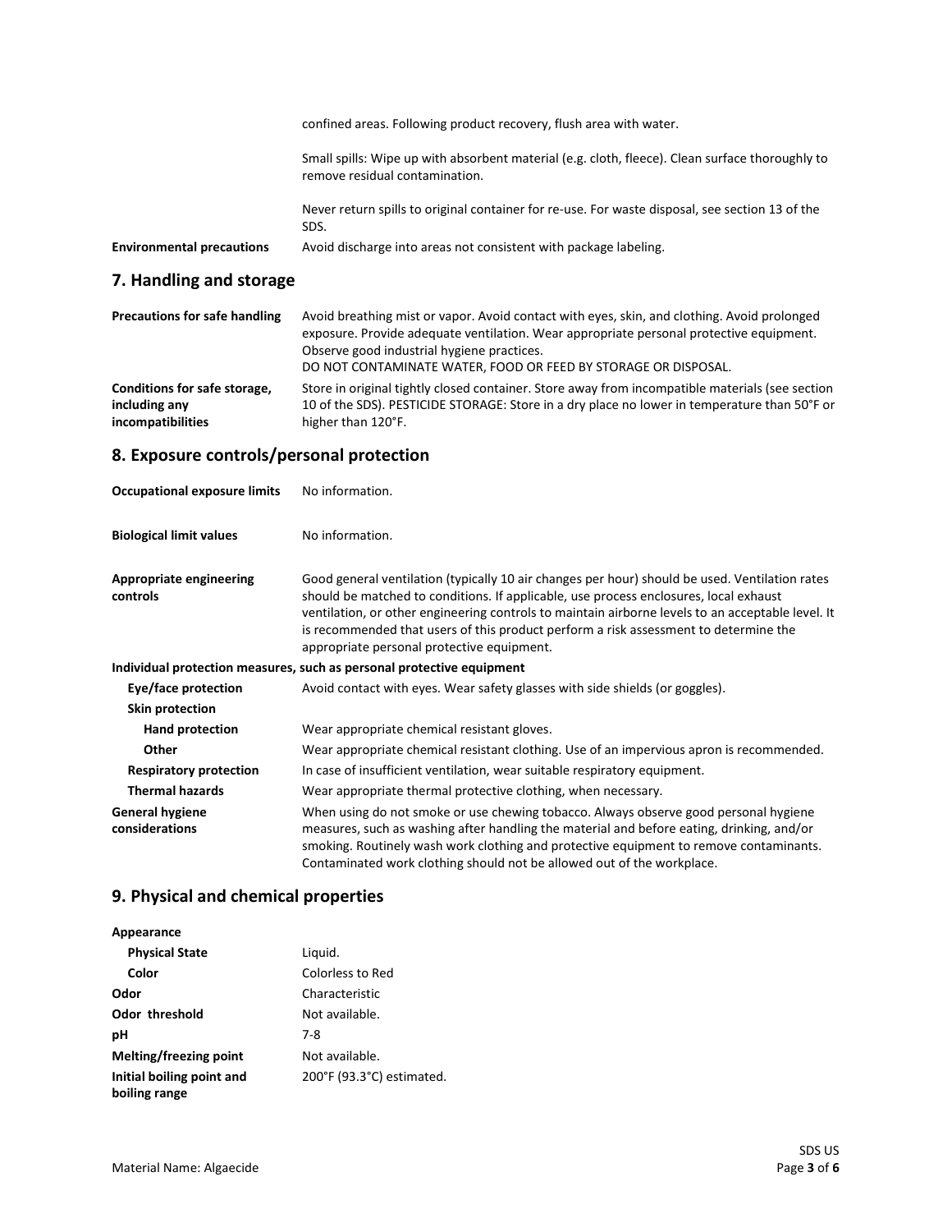confined areas. Following product recovery, flush area with water.

Small spills: Wipe up with absorbent material (e.g. cloth, fleece). Clean surface thoroughly to remove residual contamination.

Never return spills to original container for re-use. For waste disposal, see section 13 of the SDS.

**Environmental precautions** Avoid discharge into areas not consistent with package labeling.

## 7. Handling and storage

**Precautions for safe handling** Avoid breathing mist or vapor. Avoid contact with eyes, skin, and clothing. Avoid prolonged exposure. Provide adequate ventilation. Wear appropriate personal protective equipment. Observe good industrial hygiene practices.
DO NOT CONTAMINATE WATER, FOOD OR FEED BY STORAGE OR DISPOSAL.

**Conditions for safe storage, including any incompatibilities** Store in original tightly closed container. Store away from incompatible materials (see section 10 of the SDS). PESTICIDE STORAGE: Store in a dry place no lower in temperature than 50°F or higher than 120°F.

## 8. Exposure controls/personal protection

**Occupational exposure limits** No information.

**Biological limit values** No information.

**Appropriate engineering controls** Good general ventilation (typically 10 air changes per hour) should be used. Ventilation rates should be matched to conditions. If applicable, use process enclosures, local exhaust ventilation, or other engineering controls to maintain airborne levels to an acceptable level. It is recommended that users of this product perform a risk assessment to determine the appropriate personal protective equipment.

**Individual protection measures, such as personal protective equipment**

**Eye/face protection** Avoid contact with eyes. Wear safety glasses with side shields (or goggles).

**Skin protection**

**Hand protection** Wear appropriate chemical resistant gloves.

**Other** Wear appropriate chemical resistant clothing. Use of an impervious apron is recommended.

**Respiratory protection** In case of insufficient ventilation, wear suitable respiratory equipment.

**Thermal hazards** Wear appropriate thermal protective clothing, when necessary.

**General hygiene considerations** When using do not smoke or use chewing tobacco. Always observe good personal hygiene measures, such as washing after handling the material and before eating, drinking, and/or smoking. Routinely wash work clothing and protective equipment to remove contaminants. Contaminated work clothing should not be allowed out of the workplace.

## 9. Physical and chemical properties

**Appearance**

**Physical State** Liquid.

**Color** Colorless to Red

**Odor** Characteristic

**Odor threshold** Not available.

**pH** 7-8

**Melting/freezing point** Not available.

**Initial boiling point and boiling range** 200°F (93.3°C) estimated.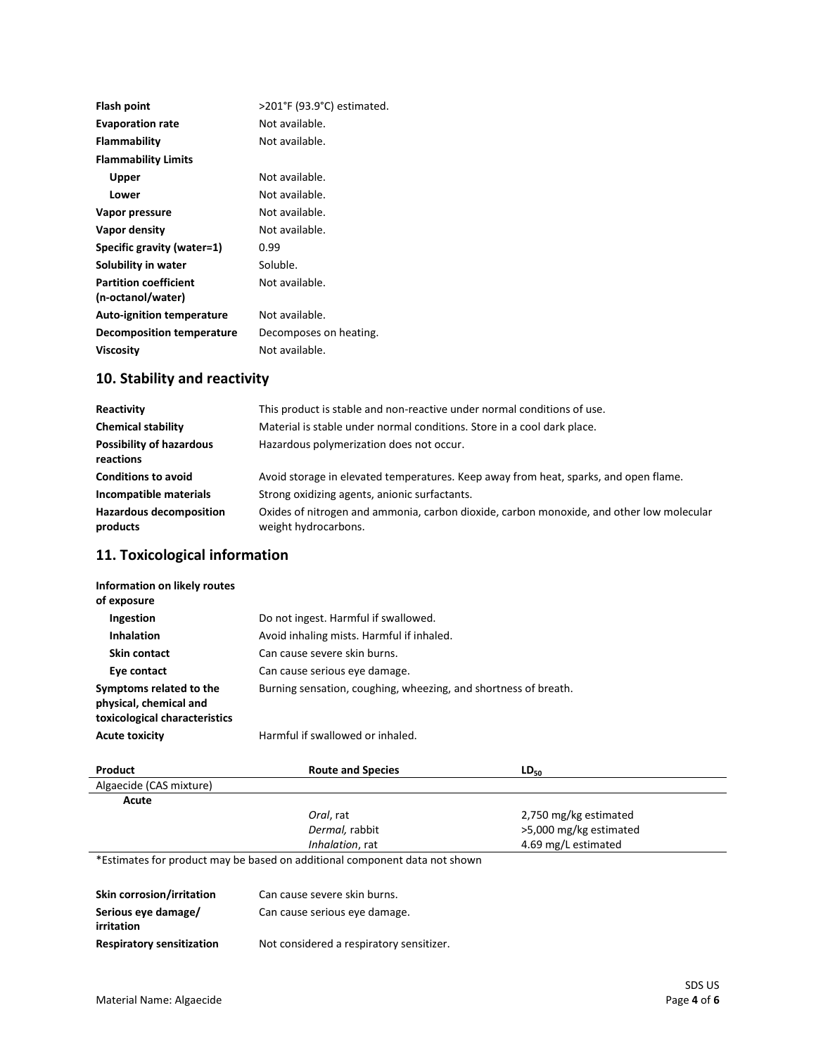| | |
|---|---|
| **Flash point** | >201°F (93.9°C) estimated. |
| **Evaporation rate** | Not available. |
| **Flammability** | Not available. |
| **Flammability Limits** | |
| **Upper** | Not available. |
| **Lower** | Not available. |
| **Vapor pressure** | Not available. |
| **Vapor density** | Not available. |
| **Specific gravity (water=1)** | 0.99 |
| **Solubility in water** | Soluble. |
| **Partition coefficient (n-octanol/water)** | Not available. |
| **Auto-ignition temperature** | Not available. |
| **Decomposition temperature** | Decomposes on heating. |
| **Viscosity** | Not available. |

## 10. Stability and reactivity

| | |
|---|---|
| **Reactivity** | This product is stable and non-reactive under normal conditions of use. |
| **Chemical stability** | Material is stable under normal conditions. Store in a cool dark place. |
| **Possibility of hazardous reactions** | Hazardous polymerization does not occur. |
| **Conditions to avoid** | Avoid storage in elevated temperatures. Keep away from heat, sparks, and open flame. |
| **Incompatible materials** | Strong oxidizing agents, anionic surfactants. |
| **Hazardous decomposition products** | Oxides of nitrogen and ammonia, carbon dioxide, carbon monoxide, and other low molecular weight hydrocarbons. |

## 11. Toxicological information

| | |
|---|---|
| **Information on likely routes of exposure** | |
| **Ingestion** | Do not ingest. Harmful if swallowed. |
| **Inhalation** | Avoid inhaling mists. Harmful if inhaled. |
| **Skin contact** | Can cause severe skin burns. |
| **Eye contact** | Can cause serious eye damage. |
| **Symptoms related to the physical, chemical and toxicological characteristics** | Burning sensation, coughing, wheezing, and shortness of breath. |
| **Acute toxicity** | Harmful if swallowed or inhaled. |

| Product | Route and Species | $LD_{50}$ |
|---|---|---|
| Algaecide (CAS mixture) | | |
| **Acute** | | |
| | *Oral*, rat | 2,750 mg/kg estimated |
| | *Dermal,* rabbit | >5,000 mg/kg estimated |
| | *Inhalation*, rat | 4.69 mg/L estimated |

*Estimates for product may be based on additional component data not shown

| | |
|---|---|
| **Skin corrosion/irritation** | Can cause severe skin burns. |
| **Serious eye damage/ irritation** | Can cause serious eye damage. |
| **Respiratory sensitization** | Not considered a respiratory sensitizer. |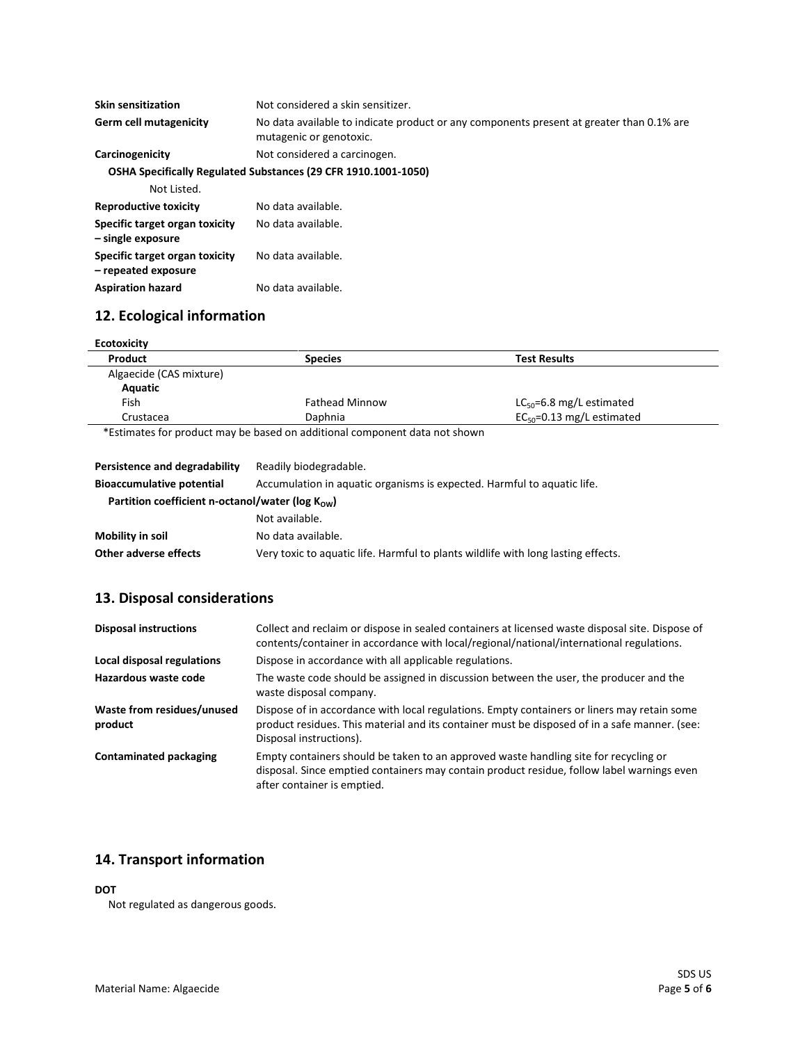| | |
|---|---|
| **Skin sensitization** | Not considered a skin sensitizer. |
| **Germ cell mutagenicity** | No data available to indicate product or any components present at greater than 0.1% are mutagenic or genotoxic. |
| **Carcinogenicity** | Not considered a carcinogen. |

**OSHA Specifically Regulated Substances (29 CFR 1910.1001-1050)**

Not Listed.

| | |
|---|---|
| **Reproductive toxicity** | No data available. |
| **Specific target organ toxicity – single exposure** | No data available. |
| **Specific target organ toxicity – repeated exposure** | No data available. |
| **Aspiration hazard** | No data available. |

## 12. Ecological information

**Ecotoxicity**

| Product | Species | Test Results |
|---|---|---|
| Algaecide (CAS mixture) | | |
| **Aquatic** | | |
| Fish | Fathead Minnow | $LC_{50}$=6.8 mg/L estimated |
| Crustacea | Daphnia | $EC_{50}$=0.13 mg/L estimated |

*Estimates for product may be based on additional component data not shown

| | |
|---|---|
| **Persistence and degradability** | Readily biodegradable. |
| **Bioaccumulative potential** | Accumulation in aquatic organisms is expected. Harmful to aquatic life. |

**Partition coefficient n-octanol/water (log $K_{OW}$)**

Not available.

| | |
|---|---|
| **Mobility in soil** | No data available. |
| **Other adverse effects** | Very toxic to aquatic life. Harmful to plants wildlife with long lasting effects. |

## 13. Disposal considerations

| | |
|---|---|
| **Disposal instructions** | Collect and reclaim or dispose in sealed containers at licensed waste disposal site. Dispose of contents/container in accordance with local/regional/national/international regulations. |
| **Local disposal regulations** | Dispose in accordance with all applicable regulations. |
| **Hazardous waste code** | The waste code should be assigned in discussion between the user, the producer and the waste disposal company. |
| **Waste from residues/unused product** | Dispose of in accordance with local regulations. Empty containers or liners may retain some product residues. This material and its container must be disposed of in a safe manner. (see: Disposal instructions). |
| **Contaminated packaging** | Empty containers should be taken to an approved waste handling site for recycling or disposal. Since emptied containers may contain product residue, follow label warnings even after container is emptied. |

## 14. Transport information

**DOT**

Not regulated as dangerous goods.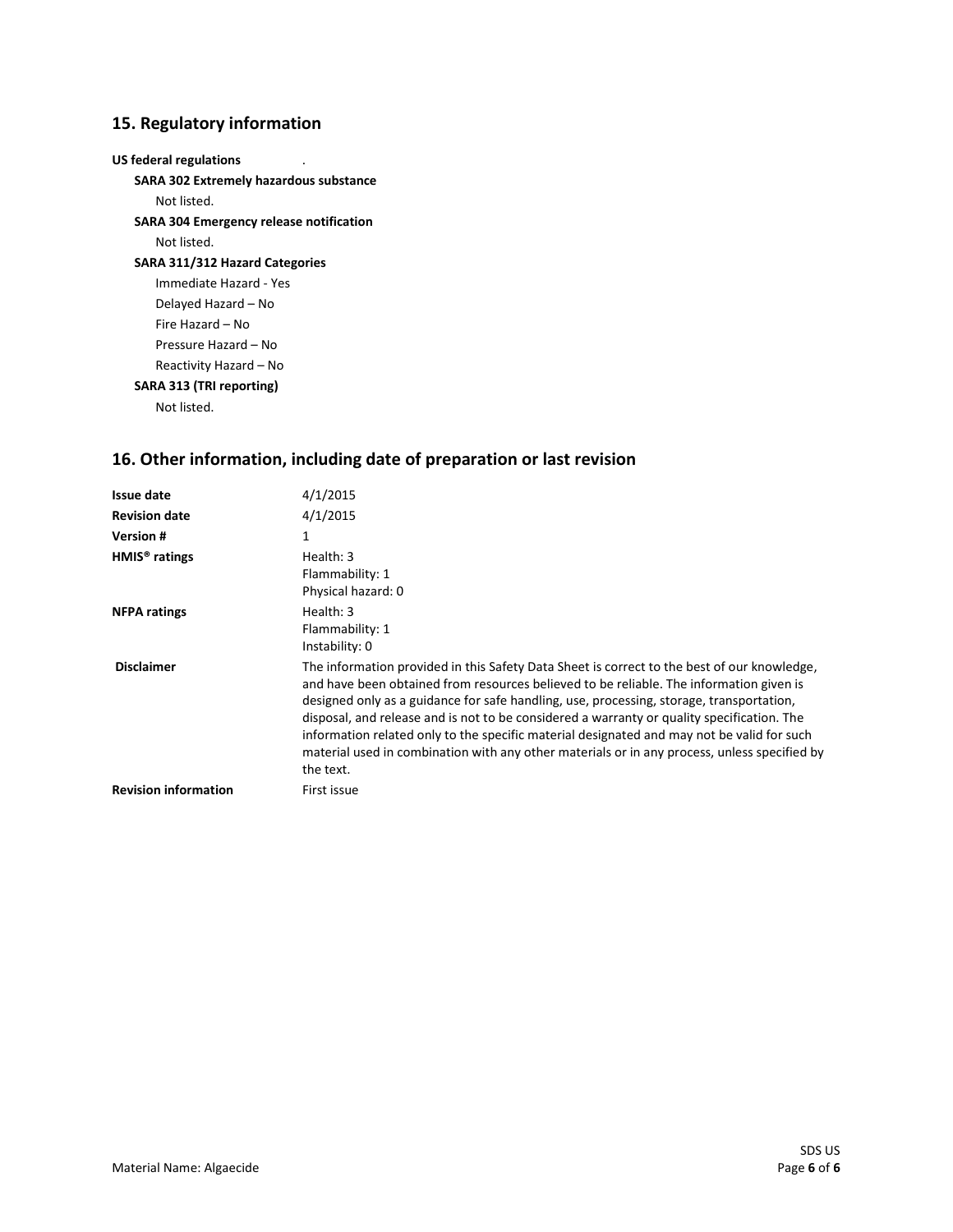## 15. Regulatory information

**US federal regulations** .

**SARA 302 Extremely hazardous substance**

Not listed.

**SARA 304 Emergency release notification**

Not listed.

**SARA 311/312 Hazard Categories**

Immediate Hazard - Yes

Delayed Hazard – No

Fire Hazard – No

Pressure Hazard – No

Reactivity Hazard – No

**SARA 313 (TRI reporting)**

Not listed.

## 16. Other information, including date of preparation or last revision

| | |
|---|---|
| **Issue date** | 4/1/2015 |
| **Revision date** | 4/1/2015 |
| **Version #** | 1 |
| **HMIS® ratings** | Health: 3<br>Flammability: 1<br>Physical hazard: 0 |
| **NFPA ratings** | Health: 3<br>Flammability: 1<br>Instability: 0 |
| **Disclaimer** | The information provided in this Safety Data Sheet is correct to the best of our knowledge, and have been obtained from resources believed to be reliable. The information given is designed only as a guidance for safe handling, use, processing, storage, transportation, disposal, and release and is not to be considered a warranty or quality specification. The information related only to the specific material designated and may not be valid for such material used in combination with any other materials or in any process, unless specified by the text. |
| **Revision information** | First issue |

Material Name: Algaecide